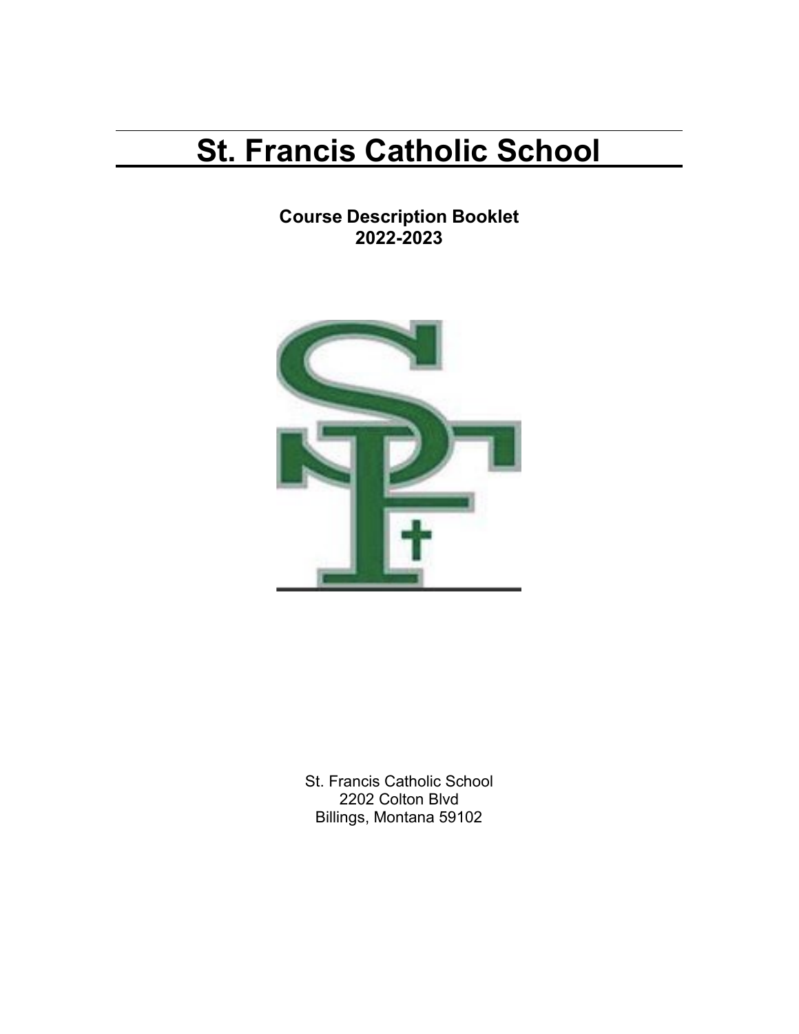# St. Francis Catholic School

**Course Description Booklet**
**2022-2023**

St. Francis Catholic School
2202 Colton Blvd
Billings, Montana 59102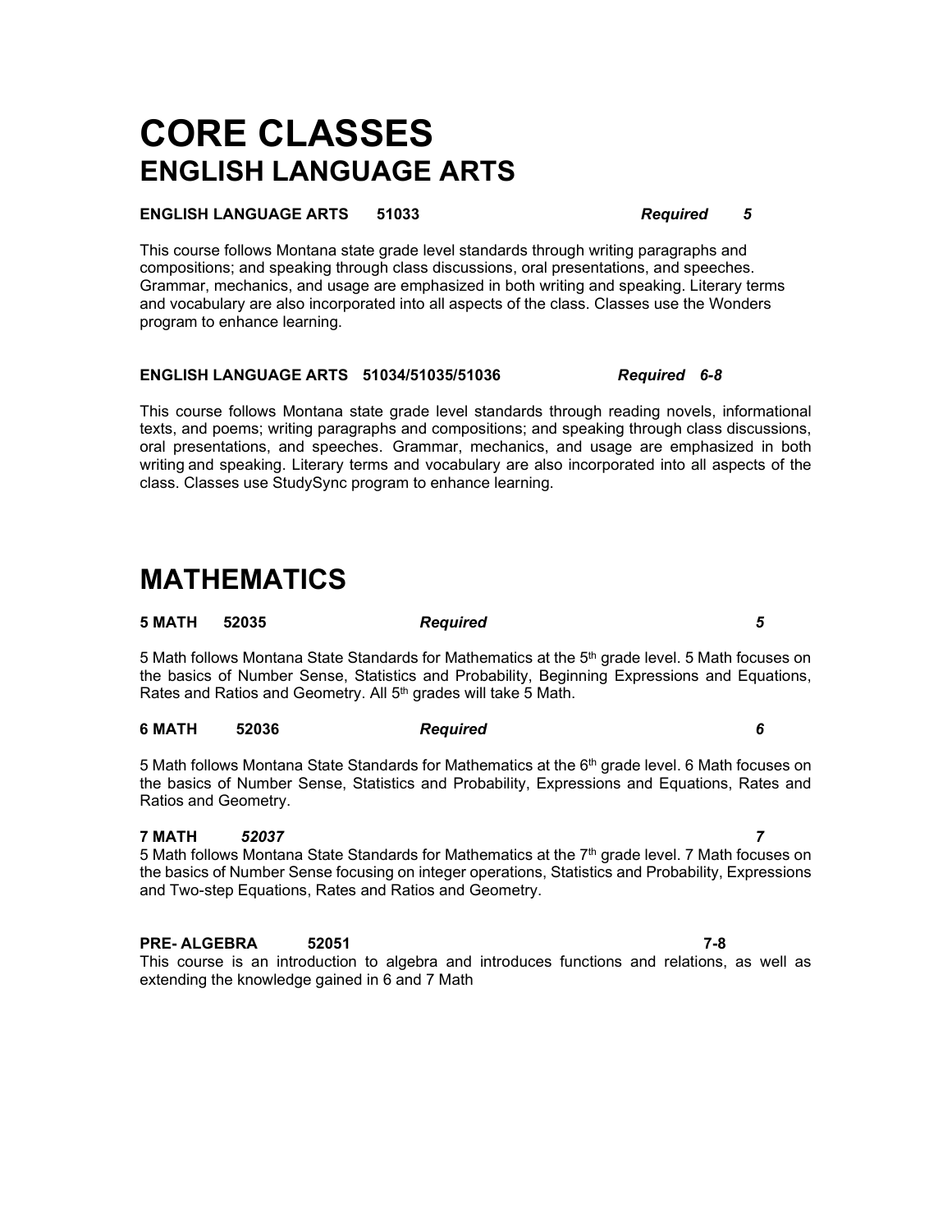# CORE CLASSES
## ENGLISH LANGUAGE ARTS

**ENGLISH LANGUAGE ARTS 51033** ***Required 5***

This course follows Montana state grade level standards through writing paragraphs and compositions; and speaking through class discussions, oral presentations, and speeches. Grammar, mechanics, and usage are emphasized in both writing and speaking. Literary terms and vocabulary are also incorporated into all aspects of the class. Classes use the Wonders program to enhance learning.

**ENGLISH LANGUAGE ARTS 51034/51035/51036** ***Required 6-8***

This course follows Montana state grade level standards through reading novels, informational texts, and poems; writing paragraphs and compositions; and speaking through class discussions, oral presentations, and speeches. Grammar, mechanics, and usage are emphasized in both writing and speaking. Literary terms and vocabulary are also incorporated into all aspects of the class. Classes use StudySync program to enhance learning.

# MATHEMATICS

**5 MATH 52035** ***Required*** ***5***

5 Math follows Montana State Standards for Mathematics at the 5th grade level. 5 Math focuses on the basics of Number Sense, Statistics and Probability, Beginning Expressions and Equations, Rates and Ratios and Geometry. All 5th grades will take 5 Math.

**6 MATH 52036** ***Required*** ***6***

5 Math follows Montana State Standards for Mathematics at the 6th grade level. 6 Math focuses on the basics of Number Sense, Statistics and Probability, Expressions and Equations, Rates and Ratios and Geometry.

**7 MATH** ***52037*** ***7***

5 Math follows Montana State Standards for Mathematics at the 7th grade level. 7 Math focuses on the basics of Number Sense focusing on integer operations, Statistics and Probability, Expressions and Two-step Equations, Rates and Ratios and Geometry.

**PRE- ALGEBRA 52051 7-8**

This course is an introduction to algebra and introduces functions and relations, as well as extending the knowledge gained in 6 and 7 Math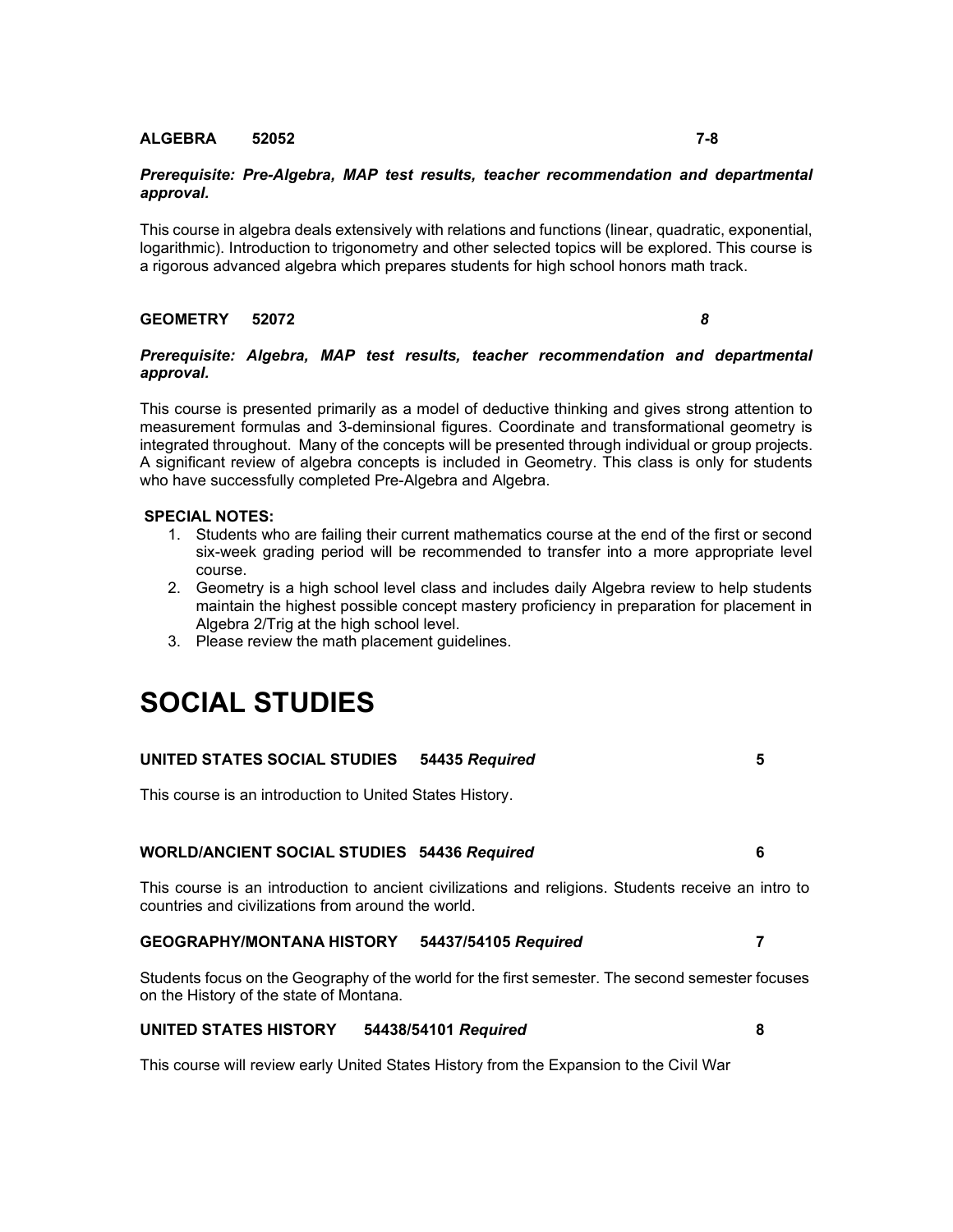**ALGEBRA 52052 7-8**

***Prerequisite: Pre-Algebra, MAP test results, teacher recommendation and departmental approval.***

This course in algebra deals extensively with relations and functions (linear, quadratic, exponential, logarithmic). Introduction to trigonometry and other selected topics will be explored. This course is a rigorous advanced algebra which prepares students for high school honors math track.

**GEOMETRY 52072** ***8***

***Prerequisite: Algebra, MAP test results, teacher recommendation and departmental approval.***

This course is presented primarily as a model of deductive thinking and gives strong attention to measurement formulas and 3-deminsional figures. Coordinate and transformational geometry is integrated throughout. Many of the concepts will be presented through individual or group projects. A significant review of algebra concepts is included in Geometry. This class is only for students who have successfully completed Pre-Algebra and Algebra.

**SPECIAL NOTES:**

1. Students who are failing their current mathematics course at the end of the first or second six-week grading period will be recommended to transfer into a more appropriate level course.
2. Geometry is a high school level class and includes daily Algebra review to help students maintain the highest possible concept mastery proficiency in preparation for placement in Algebra 2/Trig at the high school level.
3. Please review the math placement guidelines.

# SOCIAL STUDIES

**UNITED STATES SOCIAL STUDIES 54435 *Required* 5**

This course is an introduction to United States History.

**WORLD/ANCIENT SOCIAL STUDIES 54436 *Required* 6**

This course is an introduction to ancient civilizations and religions. Students receive an intro to countries and civilizations from around the world.

**GEOGRAPHY/MONTANA HISTORY 54437/54105 *Required* 7**

Students focus on the Geography of the world for the first semester. The second semester focuses on the History of the state of Montana.

**UNITED STATES HISTORY 54438/54101 *Required* 8**

This course will review early United States History from the Expansion to the Civil War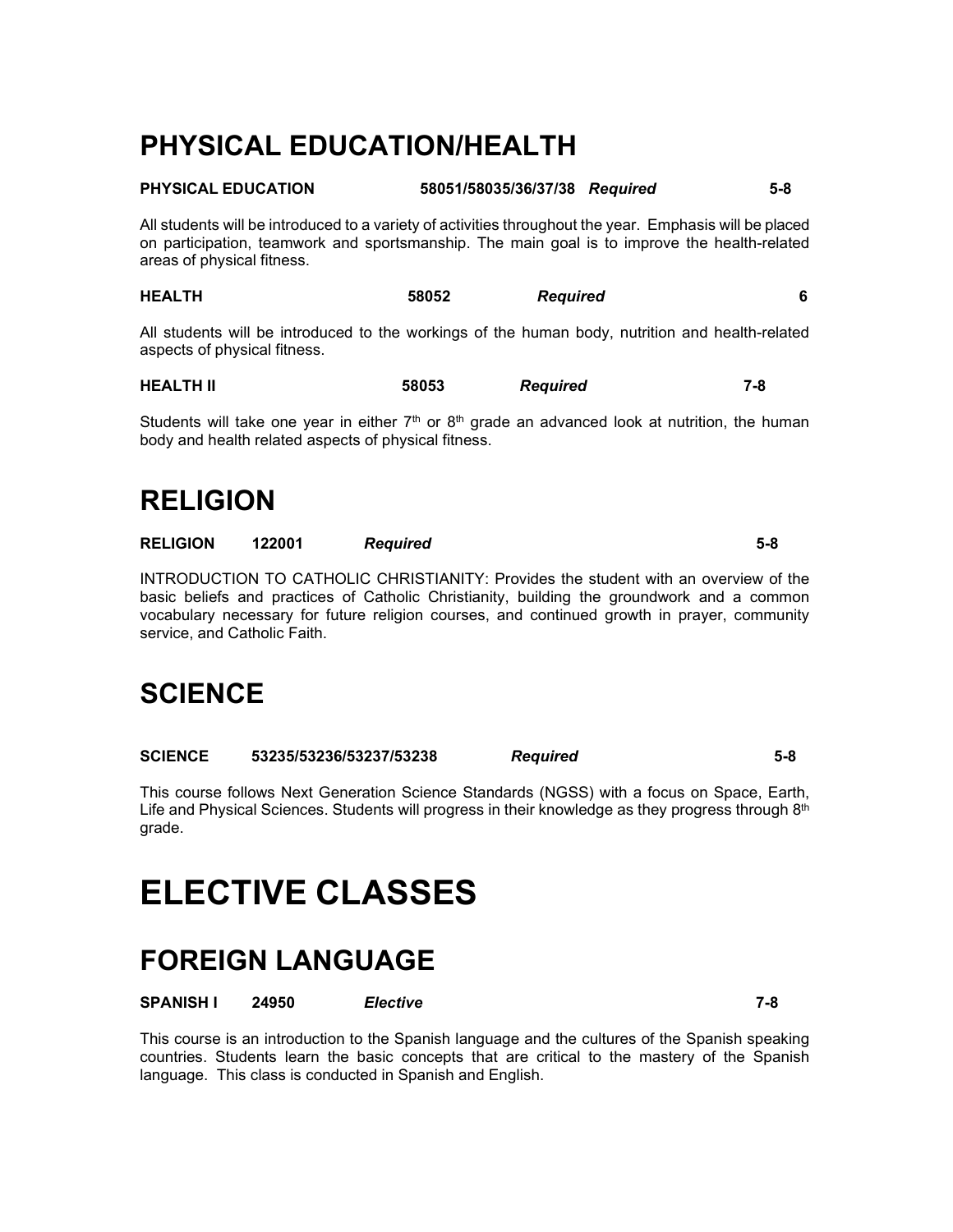# PHYSICAL EDUCATION/HEALTH

**PHYSICAL EDUCATION** **58051/58035/36/37/38** ***Required*** **5-8**

All students will be introduced to a variety of activities throughout the year. Emphasis will be placed on participation, teamwork and sportsmanship. The main goal is to improve the health-related areas of physical fitness.

**HEALTH** **58052** ***Required*** **6**

All students will be introduced to the workings of the human body, nutrition and health-related aspects of physical fitness.

**HEALTH II** **58053** ***Required*** **7-8**

Students will take one year in either 7th or 8th grade an advanced look at nutrition, the human body and health related aspects of physical fitness.

# RELIGION

**RELIGION** **122001** ***Required*** **5-8**

INTRODUCTION TO CATHOLIC CHRISTIANITY: Provides the student with an overview of the basic beliefs and practices of Catholic Christianity, building the groundwork and a common vocabulary necessary for future religion courses, and continued growth in prayer, community service, and Catholic Faith.

# SCIENCE

**SCIENCE** **53235/53236/53237/53238** ***Required*** **5-8**

This course follows Next Generation Science Standards (NGSS) with a focus on Space, Earth, Life and Physical Sciences. Students will progress in their knowledge as they progress through 8th grade.

# ELECTIVE CLASSES

# FOREIGN LANGUAGE

**SPANISH I** **24950** ***Elective*** **7-8**

This course is an introduction to the Spanish language and the cultures of the Spanish speaking countries. Students learn the basic concepts that are critical to the mastery of the Spanish language. This class is conducted in Spanish and English.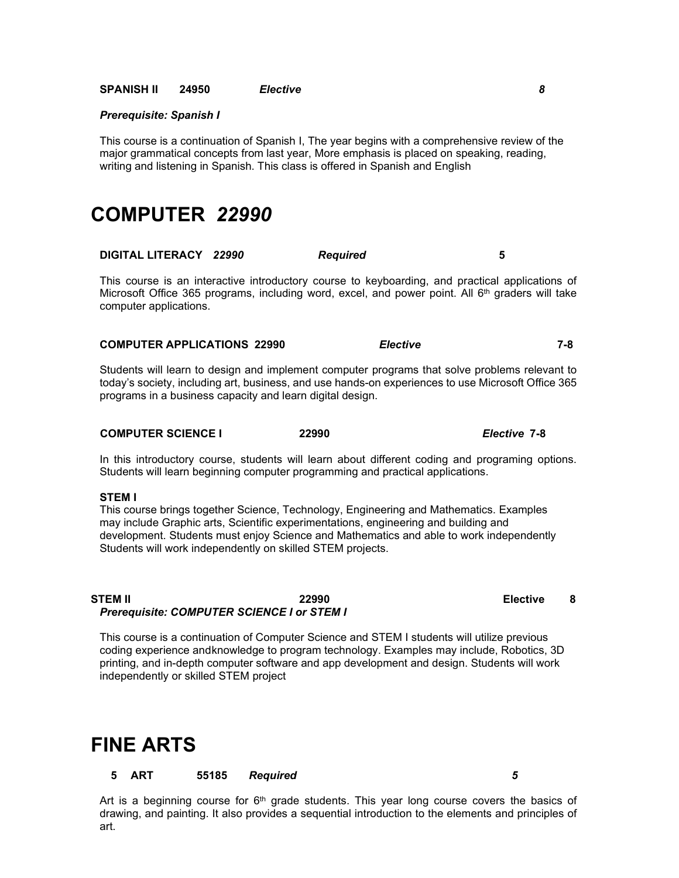**SPANISH II 24950 *Elective* *8***

***Prerequisite: Spanish I***

This course is a continuation of Spanish I, The year begins with a comprehensive review of the major grammatical concepts from last year, More emphasis is placed on speaking, reading, writing and listening in Spanish. This class is offered in Spanish and English

# COMPUTER *22990*

**DIGITAL LITERACY *22990* *Required* 5**

This course is an interactive introductory course to keyboarding, and practical applications of Microsoft Office 365 programs, including word, excel, and power point. All 6th graders will take computer applications.

**COMPUTER APPLICATIONS 22990 *Elective* 7-8**

Students will learn to design and implement computer programs that solve problems relevant to today's society, including art, business, and use hands-on experiences to use Microsoft Office 365 programs in a business capacity and learn digital design.

**COMPUTER SCIENCE I 22990 *Elective* 7-8**

In this introductory course, students will learn about different coding and programing options. Students will learn beginning computer programming and practical applications.

**STEM I**

This course brings together Science, Technology, Engineering and Mathematics. Examples may include Graphic arts, Scientific experimentations, engineering and building and development. Students must enjoy Science and Mathematics and able to work independently Students will work independently on skilled STEM projects.

**STEM II 22990 Elective 8**

***Prerequisite: COMPUTER SCIENCE I or STEM I***

This course is a continuation of Computer Science and STEM I students will utilize previous coding experience andknowledge to program technology. Examples may include, Robotics, 3D printing, and in-depth computer software and app development and design. Students will work independently or skilled STEM project

# FINE ARTS

**5 ART 55185 *Required* *5***

Art is a beginning course for 6th grade students. This year long course covers the basics of drawing, and painting. It also provides a sequential introduction to the elements and principles of art.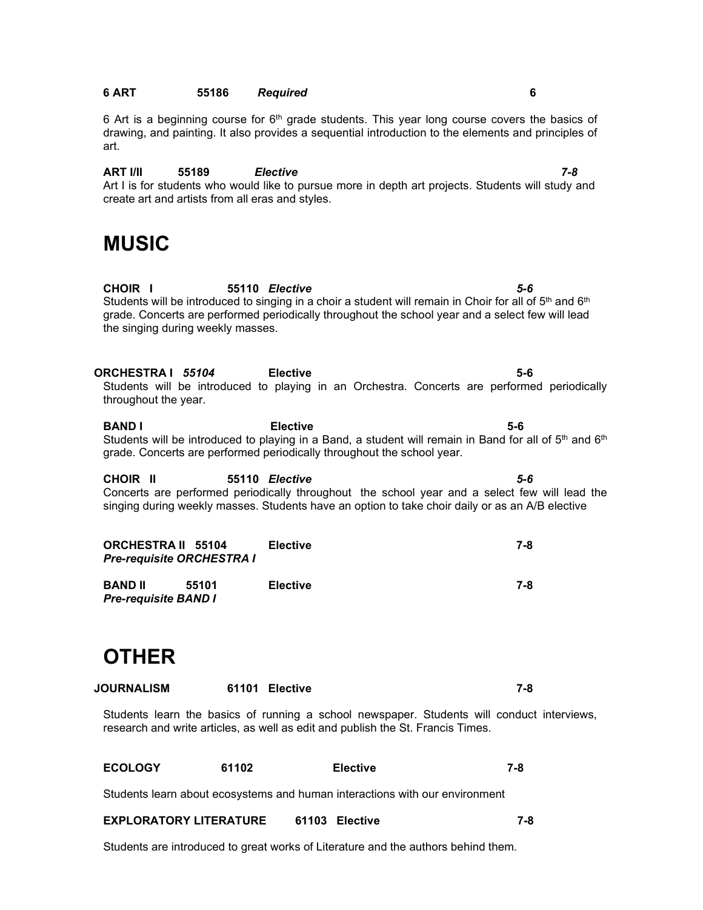**6 ART** 55186 ***Required*** **6**

6 Art is a beginning course for 6th grade students. This year long course covers the basics of drawing, and painting. It also provides a sequential introduction to the elements and principles of art.

**ART I/II** 55189 ***Elective*** ***7-8***

Art I is for students who would like to pursue more in depth art projects. Students will study and create art and artists from all eras and styles.

# MUSIC

**CHOIR I** 55110 ***Elective*** ***5-6***

Students will be introduced to singing in a choir a student will remain in Choir for all of 5th and 6th grade. Concerts are performed periodically throughout the school year and a select few will lead the singing during weekly masses.

**ORCHESTRA I** ***55104*** **Elective** **5-6**

Students will be introduced to playing in an Orchestra. Concerts are performed periodically throughout the year.

**BAND I** **Elective** **5-6**

Students will be introduced to playing in a Band, a student will remain in Band for all of 5th and 6th grade. Concerts are performed periodically throughout the school year.

**CHOIR II** 55110 ***Elective*** ***5-6***

Concerts are performed periodically throughout the school year and a select few will lead the singing during weekly masses. Students have an option to take choir daily or as an A/B elective

**ORCHESTRA II 55104** **Elective** **7-8**
***Pre-requisite ORCHESTRA I***

**BAND II** 55101 **Elective** **7-8**
***Pre-requisite BAND I***

# OTHER

**JOURNALISM** 61101 **Elective** **7-8**

Students learn the basics of running a school newspaper. Students will conduct interviews, research and write articles, as well as edit and publish the St. Francis Times.

**ECOLOGY** 61102 **Elective** **7-8**

Students learn about ecosystems and human interactions with our environment

**EXPLORATORY LITERATURE** 61103 **Elective** **7-8**

Students are introduced to great works of Literature and the authors behind them.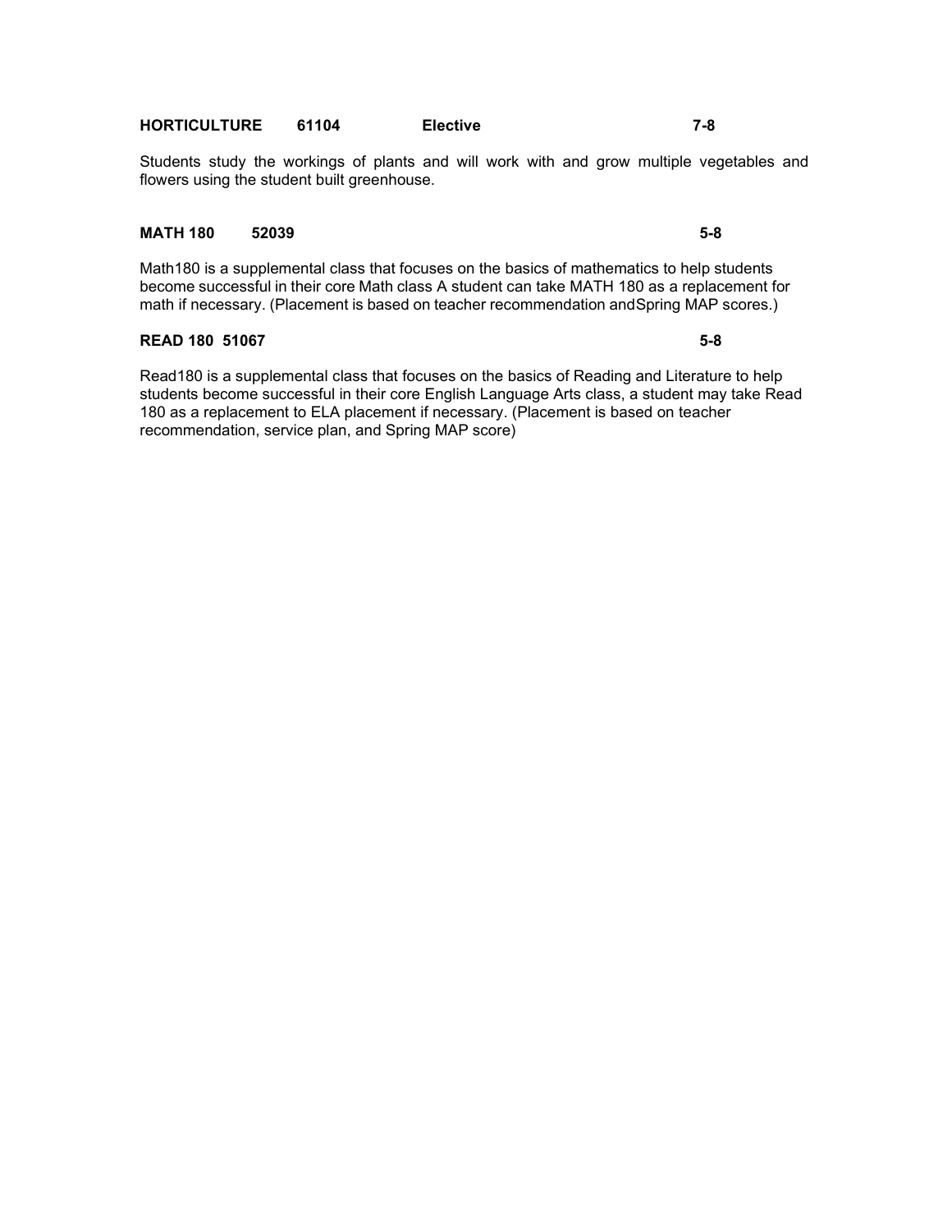**HORTICULTURE 61104 Elective 7-8**

Students study the workings of plants and will work with and grow multiple vegetables and flowers using the student built greenhouse.

**MATH 180 52039 5-8**

Math180 is a supplemental class that focuses on the basics of mathematics to help students become successful in their core Math class A student can take MATH 180 as a replacement for math if necessary. (Placement is based on teacher recommendation andSpring MAP scores.)

**READ 180 51067 5-8**

Read180 is a supplemental class that focuses on the basics of Reading and Literature to help students become successful in their core English Language Arts class, a student may take Read 180 as a replacement to ELA placement if necessary. (Placement is based on teacher recommendation, service plan, and Spring MAP score)